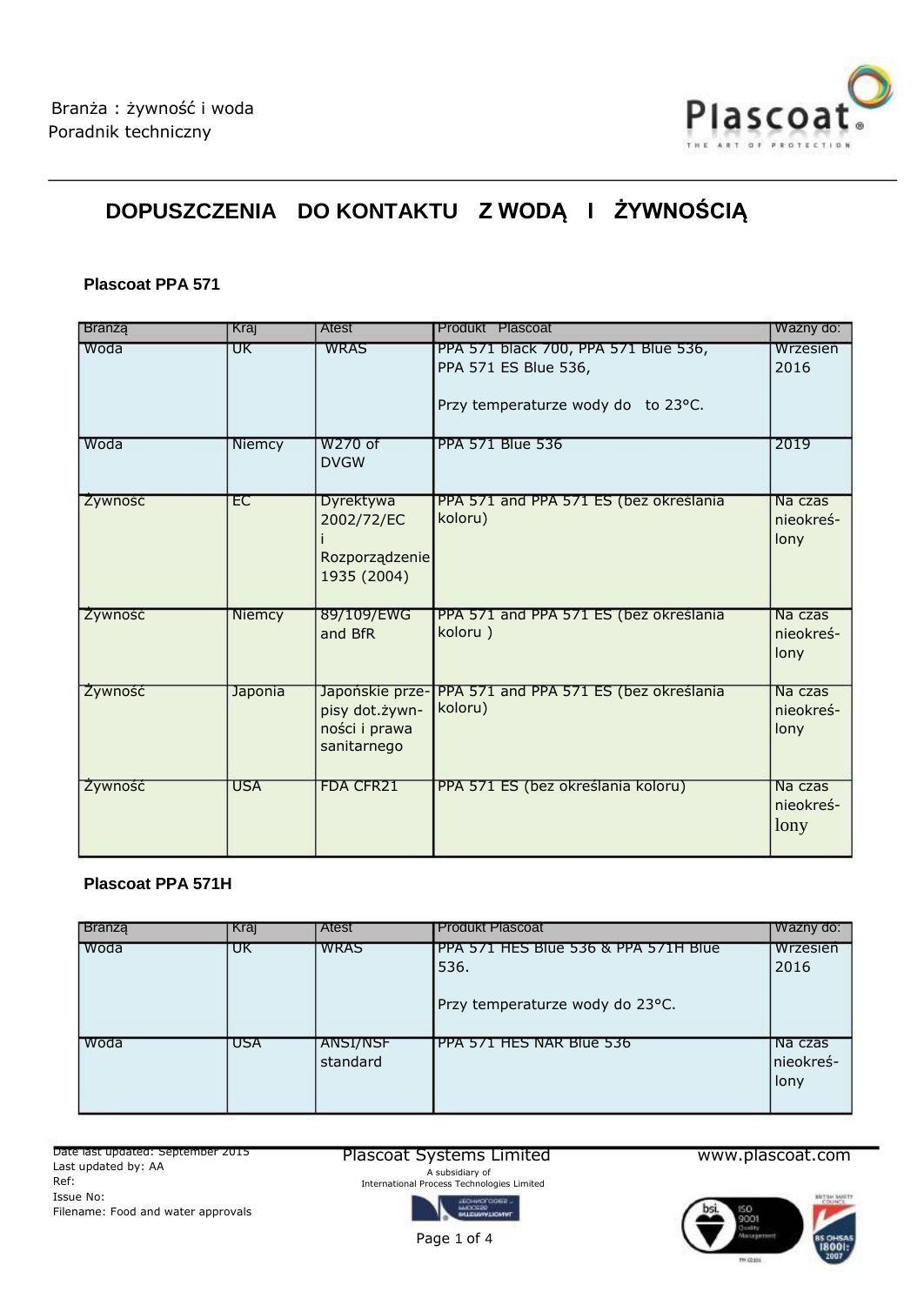Branża : żywność i woda
Poradnik techniczny

# DOPUSZCZENIA DO KONTAKTU Z WODĄ I ŻYWNOŚCIĄ

### Plascoat PPA 571

| Branżą | Kraj | Atest | Produkt Plascoat | Ważny do: |
|---|---|---|---|---|
| Woda | UK | WRAS | PPA 571 black 700, PPA 571 Blue 536, PPA 571 ES Blue 536,<br><br>Przy temperaturze wody do to 23°C. | Wrzesień 2016 |
| Woda | Niemcy | W270 of DVGW | PPA 571 Blue 536 | 2019 |
| Żywność | EC | Dyrektywa 2002/72/EC i Rozporządzenie 1935 (2004) | PPA 571 and PPA 571 ES (bez określania koloru) | Na czas nieokreślony |
| Żywność | Niemcy | 89/109/EWG and BfR | PPA 571 and PPA 571 ES (bez określania koloru ) | Na czas nieokreślony |
| Żywność | Japonia | Japońskie przepisy dot.żywności i prawa sanitarnego | PPA 571 and PPA 571 ES (bez określania koloru) | Na czas nieokreślony |
| Żywność | USA | FDA CFR21 | PPA 571 ES (bez określania koloru) | Na czas nieokreślony |

### Plascoat PPA 571H

| Branżą | Kraj | Atest | Produkt Plascoat | Ważny do: |
|---|---|---|---|---|
| Woda | UK | WRAS | PPA 571 HES Blue 536 & PPA 571H Blue 536.<br><br>Przy temperaturze wody do 23°C. | Wrzesień 2016 |
| Woda | USA | ANSI/NSF standard | PPA 571 HES NAR Blue 536 | Na czas nieokreślony |

Date last updated: September 2015
Last updated by: AA
Ref:
Issue No:
Filename: Food and water approvals

Plascoat Systems Limited
A subsidiary of
International Process Technologies Limited

www.plascoat.com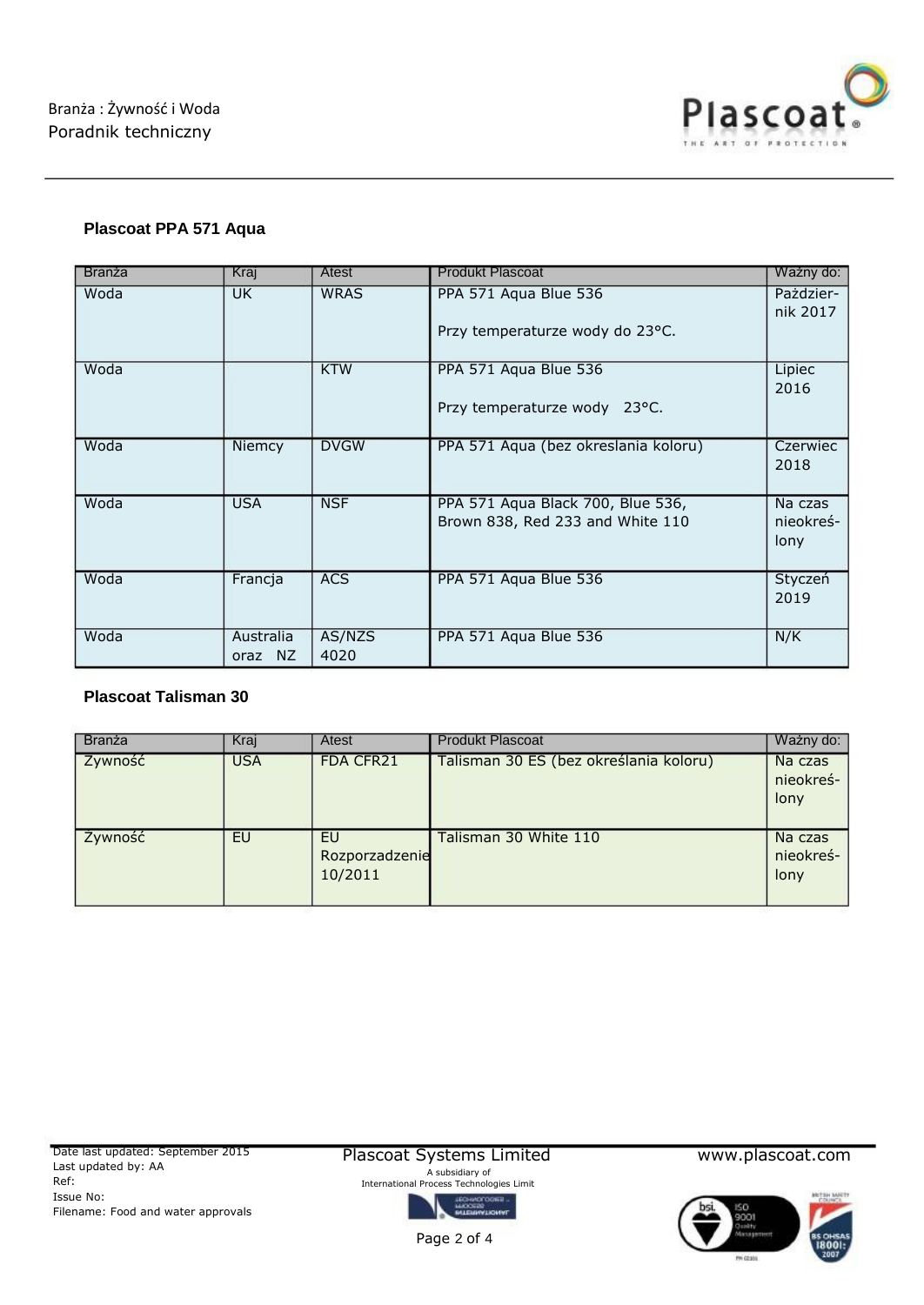### Plascoat PPA 571 Aqua

| Branża | Kraj | Atest | Produkt Plascoat | Ważny do: |
|---|---|---|---|---|
| Woda | UK | WRAS | PPA 571 Aqua Blue 536<br><br>Przy temperaturze wody do 23°C. | Paździer-nik 2017 |
| Woda | | KTW | PPA 571 Aqua Blue 536<br><br>Przy temperaturze wody 23°C. | Lipiec 2016 |
| Woda | Niemcy | DVGW | PPA 571 Aqua (bez okreslania koloru) | Czerwiec 2018 |
| Woda | USA | NSF | PPA 571 Aqua Black 700, Blue 536, Brown 838, Red 233 and White 110 | Na czas nieokreś-lony |
| Woda | Francja | ACS | PPA 571 Aqua Blue 536 | Styczeń 2019 |
| Woda | Australia oraz NZ | AS/NZS 4020 | PPA 571 Aqua Blue 536 | N/K |

### Plascoat Talisman 30

| Branża | Kraj | Atest | Produkt Plascoat | Ważny do: |
|---|---|---|---|---|
| Żywność | USA | FDA CFR21 | Talisman 30 ES (bez określania koloru) | Na czas nieokreś-lony |
| Żywność | EU | EU Rozporzadzenie 10/2011 | Talisman 30 White 110 | Na czas nieokreś-lony |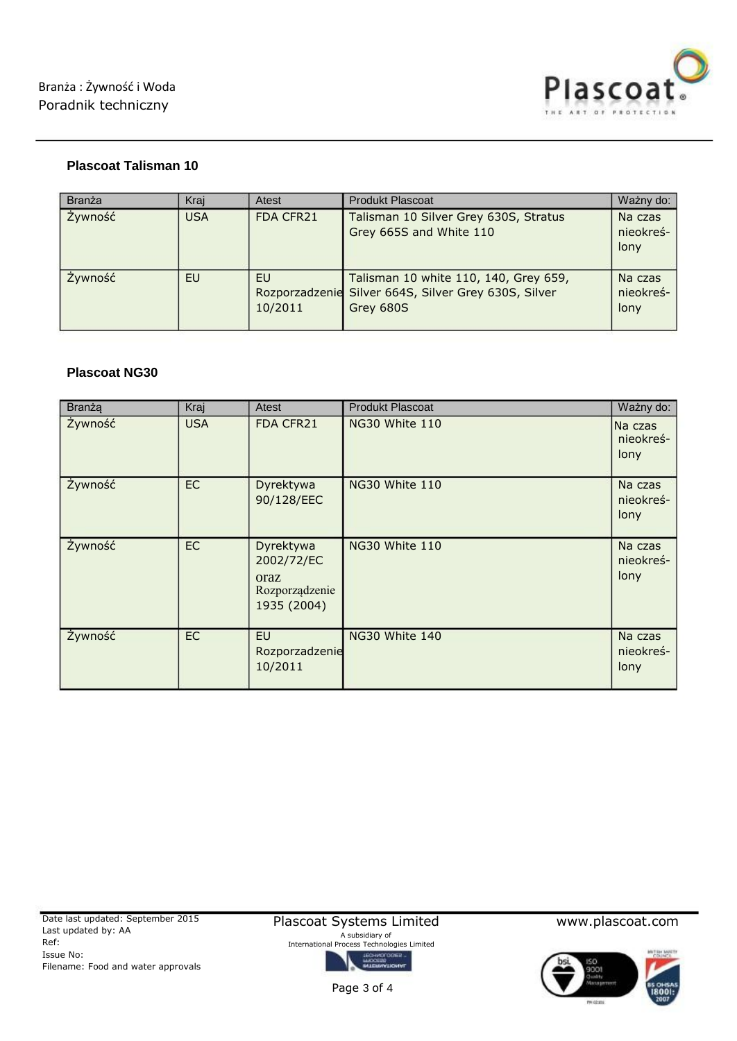### Plascoat Talisman 10

| Branża | Kraj | Atest | Produkt Plascoat | Ważny do: |
|---|---|---|---|---|
| Żywność | USA | FDA CFR21 | Talisman 10 Silver Grey 630S, Stratus Grey 665S and White 110 | Na czas nieokreślony |
| Żywność | EU | EU Rozporadzenie 10/2011 | Talisman 10 white 110, 140, Grey 659, Silver 664S, Silver Grey 630S, Silver Grey 680S | Na czas nieokreślony |

### Plascoat NG30

| Branżą | Kraj | Atest | Produkt Plascoat | Ważny do: |
|---|---|---|---|---|
| Żywność | USA | FDA CFR21 | NG30 White 110 | Na czas nieokreślony |
| Żywność | EC | Dyrektywa 90/128/EEC | NG30 White 110 | Na czas nieokreślony |
| Żywność | EC | Dyrektywa 2002/72/EC oraz Rozporządzenie 1935 (2004) | NG30 White 110 | Na czas nieokreślony |
| Żywność | EC | EU Rozporadzenie 10/2011 | NG30 White 140 | Na czas nieokreślony |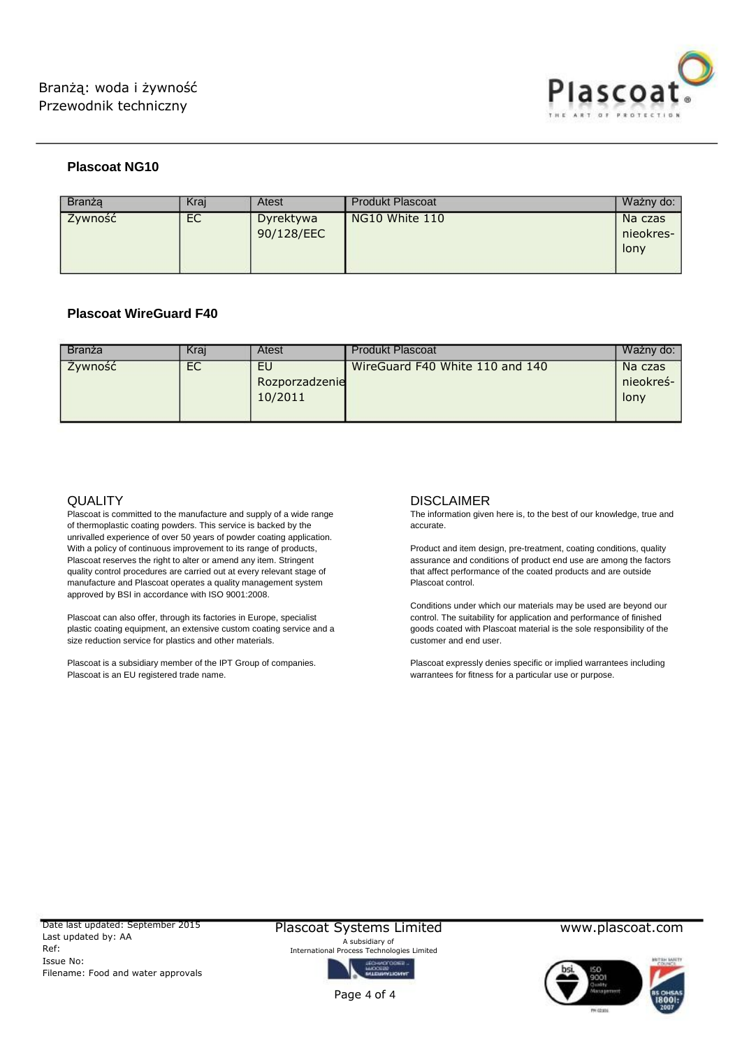### Plascoat NG10

| Branżą | Kraj | Atest | Produkt Plascoat | Ważny do: |
|---|---|---|---|---|
| Żywność | EC | Dyrektywa 90/128/EEC | NG10 White 110 | Na czas nieokres-lony |

### Plascoat WireGuard F40

| Branża | Kraj | Atest | Produkt Plascoat | Ważny do: |
|---|---|---|---|---|
| Żywność | EC | EU Rozporzadzenie 10/2011 | WireGuard F40 White 110 and 140 | Na czas nieokreś-lony |

## QUALITY

Plascoat is committed to the manufacture and supply of a wide range of thermoplastic coating powders. This service is backed by the unrivalled experience of over 50 years of powder coating application. With a policy of continuous improvement to its range of products, Plascoat reserves the right to alter or amend any item. Stringent quality control procedures are carried out at every relevant stage of manufacture and Plascoat operates a quality management system approved by BSI in accordance with ISO 9001:2008.

Plascoat can also offer, through its factories in Europe, specialist plastic coating equipment, an extensive custom coating service and a size reduction service for plastics and other materials.

Plascoat is a subsidiary member of the IPT Group of companies. Plascoat is an EU registered trade name.

## DISCLAIMER

The information given here is, to the best of our knowledge, true and accurate.

Product and item design, pre-treatment, coating conditions, quality assurance and conditions of product end use are among the factors that affect performance of the coated products and are outside Plascoat control.

Conditions under which our materials may be used are beyond our control. The suitability for application and performance of finished goods coated with Plascoat material is the sole responsibility of the customer and end user.

Plascoat expressly denies specific or implied warrantees including warrantees for fitness for a particular use or purpose.

Date last updated: September 2015
Last updated by: AA
Ref:
Issue No:
Filename: Food and water approvals

Plascoat Systems Limited
A subsidiary of
International Process Technologies Limited

www.plascoat.com